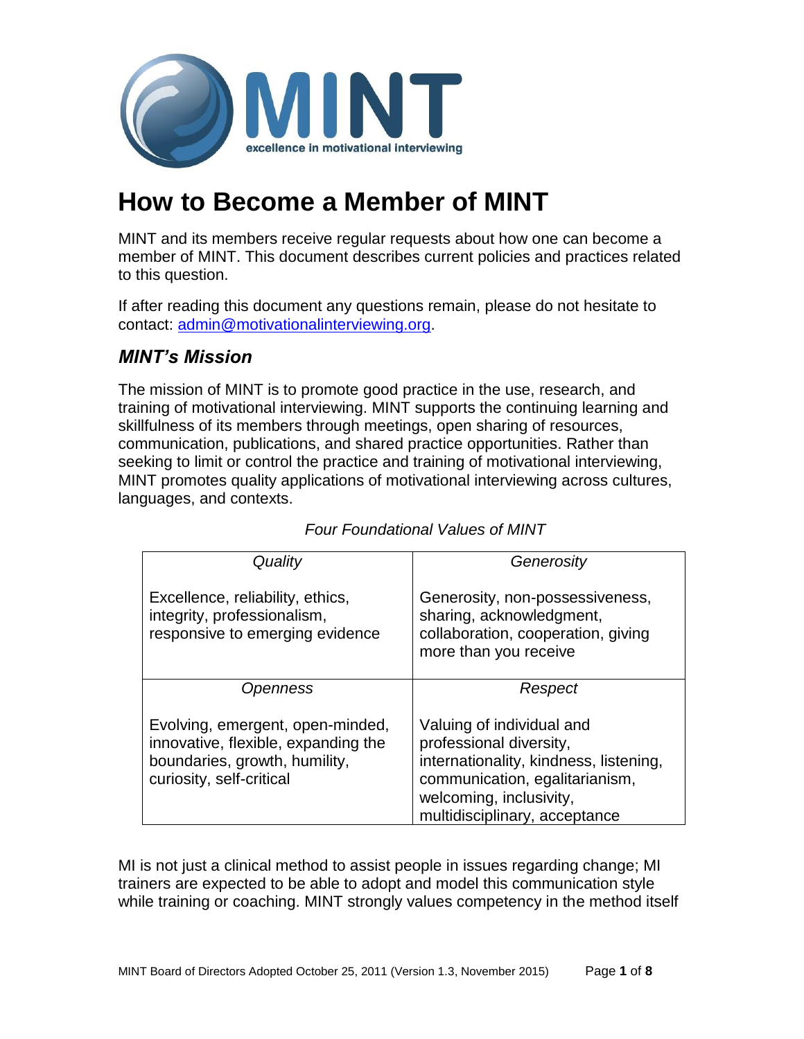# How to Become a Member of MINT

MINT and its members receive regular requests about how one can become a member of MINT. This document describes current policies and practices related to this question.

If after reading this document any questions remain, please do not hesitate to contact: admin@motivationalinterviewing.org.

## *MINT's Mission*

The mission of MINT is to promote good practice in the use, research, and training of motivational interviewing. MINT supports the continuing learning and skillfulness of its members through meetings, open sharing of resources, communication, publications, and shared practice opportunities. Rather than seeking to limit or control the practice and training of motivational interviewing, MINT promotes quality applications of motivational interviewing across cultures, languages, and contexts.

*Four Foundational Values of MINT*

| *Quality* | *Generosity* |
|---|---|
| Excellence, reliability, ethics, integrity, professionalism, responsive to emerging evidence | Generosity, non-possessiveness, sharing, acknowledgment, collaboration, cooperation, giving more than you receive |
| *Openness* | *Respect* |
| Evolving, emergent, open-minded, innovative, flexible, expanding the boundaries, growth, humility, curiosity, self-critical | Valuing of individual and professional diversity, internationality, kindness, listening, communication, egalitarianism, welcoming, inclusivity, multidisciplinary, acceptance |

MI is not just a clinical method to assist people in issues regarding change; MI trainers are expected to be able to adopt and model this communication style while training or coaching. MINT strongly values competency in the method itself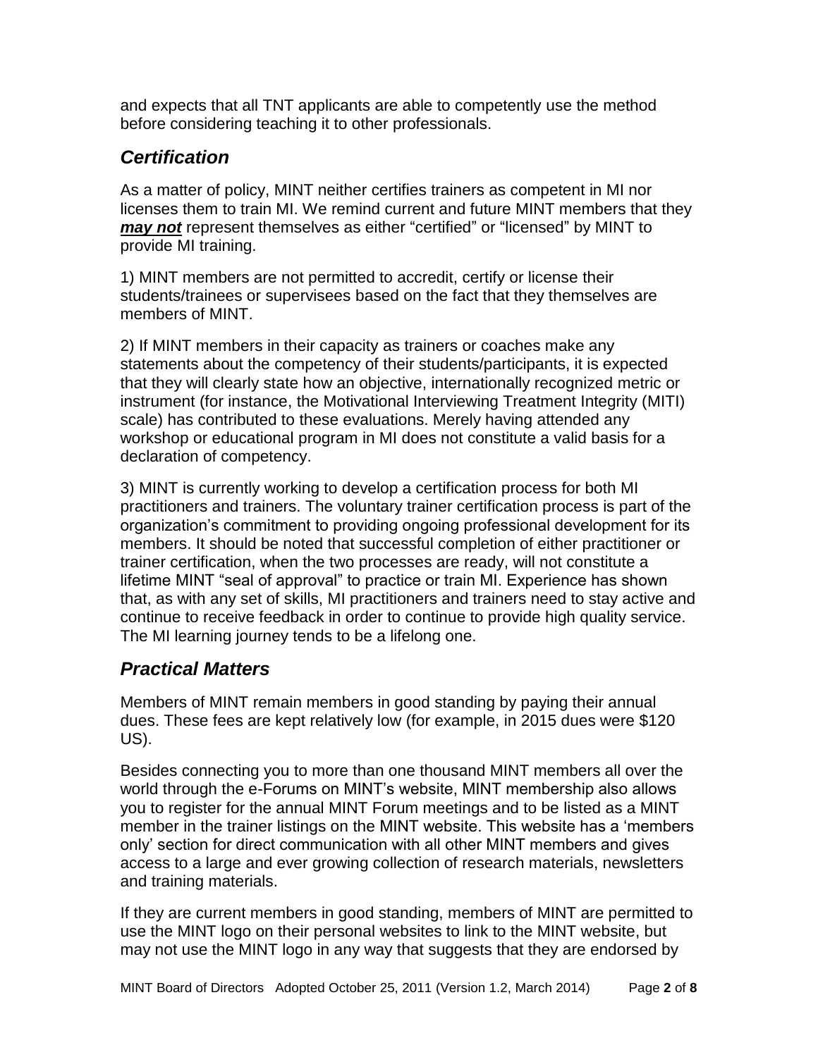and expects that all TNT applicants are able to competently use the method before considering teaching it to other professionals.

## *Certification*

As a matter of policy, MINT neither certifies trainers as competent in MI nor licenses them to train MI. We remind current and future MINT members that they ***may not*** represent themselves as either "certified" or "licensed" by MINT to provide MI training.

1) MINT members are not permitted to accredit, certify or license their students/trainees or supervisees based on the fact that they themselves are members of MINT.

2) If MINT members in their capacity as trainers or coaches make any statements about the competency of their students/participants, it is expected that they will clearly state how an objective, internationally recognized metric or instrument (for instance, the Motivational Interviewing Treatment Integrity (MITI) scale) has contributed to these evaluations. Merely having attended any workshop or educational program in MI does not constitute a valid basis for a declaration of competency.

3) MINT is currently working to develop a certification process for both MI practitioners and trainers. The voluntary trainer certification process is part of the organization's commitment to providing ongoing professional development for its members. It should be noted that successful completion of either practitioner or trainer certification, when the two processes are ready, will not constitute a lifetime MINT "seal of approval" to practice or train MI. Experience has shown that, as with any set of skills, MI practitioners and trainers need to stay active and continue to receive feedback in order to continue to provide high quality service. The MI learning journey tends to be a lifelong one.

## *Practical Matters*

Members of MINT remain members in good standing by paying their annual dues. These fees are kept relatively low (for example, in 2015 dues were $120 US).

Besides connecting you to more than one thousand MINT members all over the world through the e-Forums on MINT's website, MINT membership also allows you to register for the annual MINT Forum meetings and to be listed as a MINT member in the trainer listings on the MINT website. This website has a 'members only' section for direct communication with all other MINT members and gives access to a large and ever growing collection of research materials, newsletters and training materials.

If they are current members in good standing, members of MINT are permitted to use the MINT logo on their personal websites to link to the MINT website, but may not use the MINT logo in any way that suggests that they are endorsed by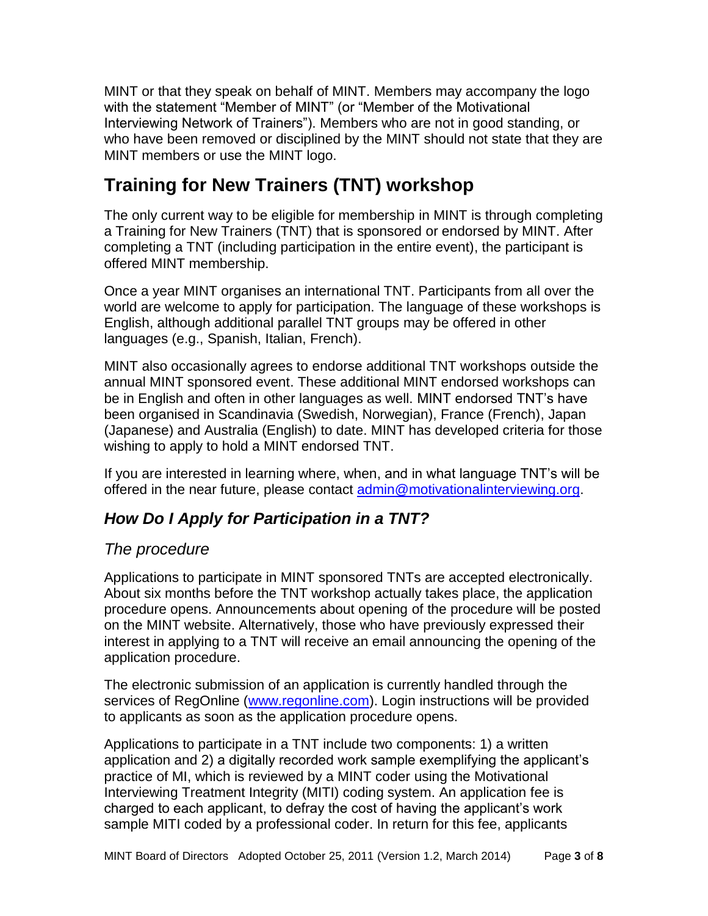MINT or that they speak on behalf of MINT. Members may accompany the logo with the statement "Member of MINT" (or "Member of the Motivational Interviewing Network of Trainers"). Members who are not in good standing, or who have been removed or disciplined by the MINT should not state that they are MINT members or use the MINT logo.

## Training for New Trainers (TNT) workshop

The only current way to be eligible for membership in MINT is through completing a Training for New Trainers (TNT) that is sponsored or endorsed by MINT. After completing a TNT (including participation in the entire event), the participant is offered MINT membership.

Once a year MINT organises an international TNT. Participants from all over the world are welcome to apply for participation. The language of these workshops is English, although additional parallel TNT groups may be offered in other languages (e.g., Spanish, Italian, French).

MINT also occasionally agrees to endorse additional TNT workshops outside the annual MINT sponsored event. These additional MINT endorsed workshops can be in English and often in other languages as well. MINT endorsed TNT's have been organised in Scandinavia (Swedish, Norwegian), France (French), Japan (Japanese) and Australia (English) to date. MINT has developed criteria for those wishing to apply to hold a MINT endorsed TNT.

If you are interested in learning where, when, and in what language TNT's will be offered in the near future, please contact admin@motivationalinterviewing.org.

### *How Do I Apply for Participation in a TNT?*

#### *The procedure*

Applications to participate in MINT sponsored TNTs are accepted electronically. About six months before the TNT workshop actually takes place, the application procedure opens. Announcements about opening of the procedure will be posted on the MINT website. Alternatively, those who have previously expressed their interest in applying to a TNT will receive an email announcing the opening of the application procedure.

The electronic submission of an application is currently handled through the services of RegOnline (www.regonline.com). Login instructions will be provided to applicants as soon as the application procedure opens.

Applications to participate in a TNT include two components: 1) a written application and 2) a digitally recorded work sample exemplifying the applicant's practice of MI, which is reviewed by a MINT coder using the Motivational Interviewing Treatment Integrity (MITI) coding system. An application fee is charged to each applicant, to defray the cost of having the applicant's work sample MITI coded by a professional coder. In return for this fee, applicants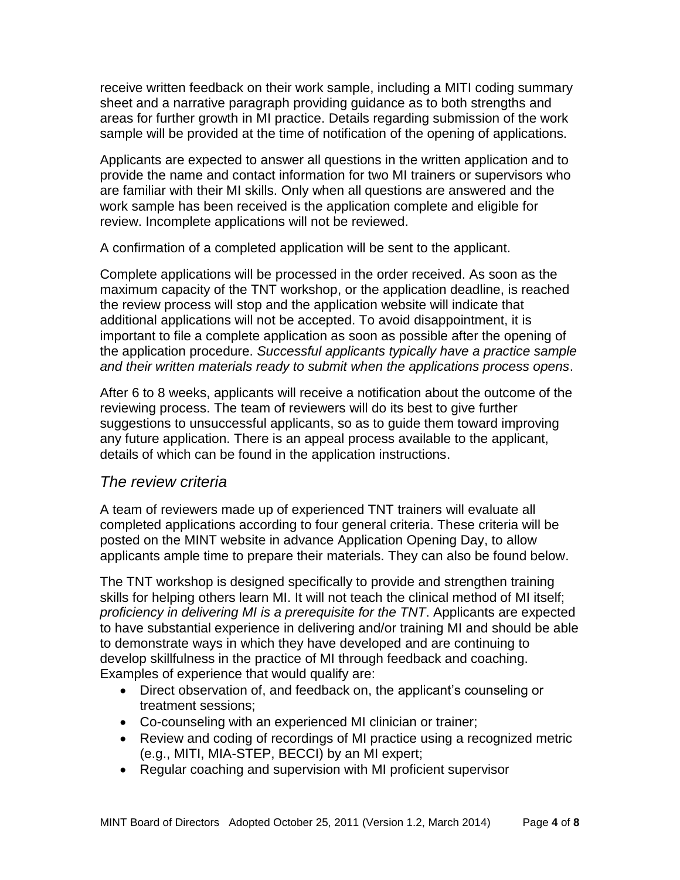receive written feedback on their work sample, including a MITI coding summary sheet and a narrative paragraph providing guidance as to both strengths and areas for further growth in MI practice. Details regarding submission of the work sample will be provided at the time of notification of the opening of applications.

Applicants are expected to answer all questions in the written application and to provide the name and contact information for two MI trainers or supervisors who are familiar with their MI skills. Only when all questions are answered and the work sample has been received is the application complete and eligible for review. Incomplete applications will not be reviewed.

A confirmation of a completed application will be sent to the applicant.

Complete applications will be processed in the order received. As soon as the maximum capacity of the TNT workshop, or the application deadline, is reached the review process will stop and the application website will indicate that additional applications will not be accepted. To avoid disappointment, it is important to file a complete application as soon as possible after the opening of the application procedure. *Successful applicants typically have a practice sample and their written materials ready to submit when the applications process opens*.

After 6 to 8 weeks, applicants will receive a notification about the outcome of the reviewing process. The team of reviewers will do its best to give further suggestions to unsuccessful applicants, so as to guide them toward improving any future application. There is an appeal process available to the applicant, details of which can be found in the application instructions.

## *The review criteria*

A team of reviewers made up of experienced TNT trainers will evaluate all completed applications according to four general criteria. These criteria will be posted on the MINT website in advance Application Opening Day, to allow applicants ample time to prepare their materials. They can also be found below.

The TNT workshop is designed specifically to provide and strengthen training skills for helping others learn MI. It will not teach the clinical method of MI itself; *proficiency in delivering MI is a prerequisite for the TNT*. Applicants are expected to have substantial experience in delivering and/or training MI and should be able to demonstrate ways in which they have developed and are continuing to develop skillfulness in the practice of MI through feedback and coaching. Examples of experience that would qualify are:

- Direct observation of, and feedback on, the applicant's counseling or treatment sessions;
- Co-counseling with an experienced MI clinician or trainer;
- Review and coding of recordings of MI practice using a recognized metric (e.g., MITI, MIA-STEP, BECCI) by an MI expert;
- Regular coaching and supervision with MI proficient supervisor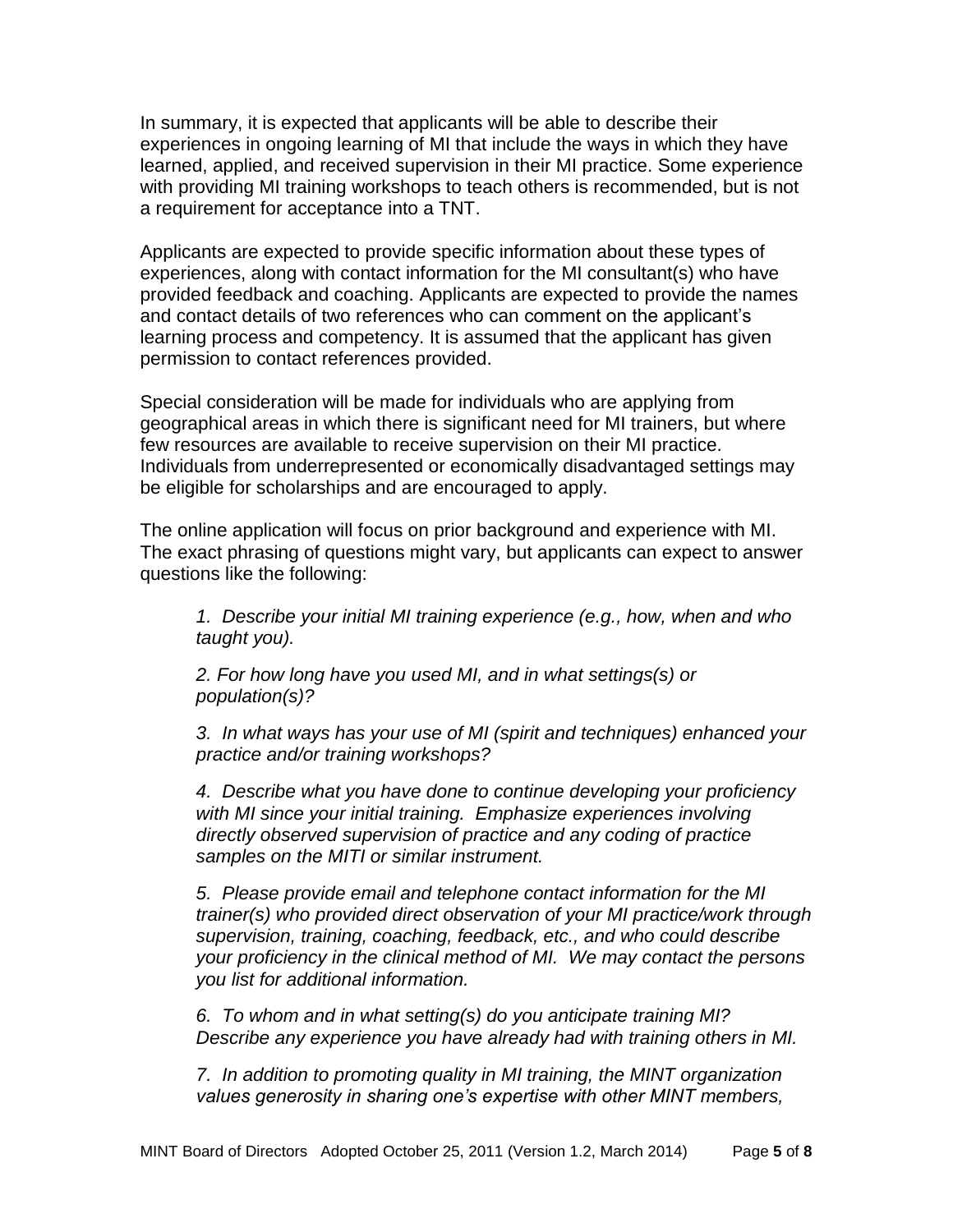In summary, it is expected that applicants will be able to describe their experiences in ongoing learning of MI that include the ways in which they have learned, applied, and received supervision in their MI practice. Some experience with providing MI training workshops to teach others is recommended, but is not a requirement for acceptance into a TNT.

Applicants are expected to provide specific information about these types of experiences, along with contact information for the MI consultant(s) who have provided feedback and coaching. Applicants are expected to provide the names and contact details of two references who can comment on the applicant's learning process and competency. It is assumed that the applicant has given permission to contact references provided.

Special consideration will be made for individuals who are applying from geographical areas in which there is significant need for MI trainers, but where few resources are available to receive supervision on their MI practice. Individuals from underrepresented or economically disadvantaged settings may be eligible for scholarships and are encouraged to apply.

The online application will focus on prior background and experience with MI. The exact phrasing of questions might vary, but applicants can expect to answer questions like the following:

> *1. Describe your initial MI training experience (e.g., how, when and who taught you).*
>
> *2. For how long have you used MI, and in what settings(s) or population(s)?*
>
> *3. In what ways has your use of MI (spirit and techniques) enhanced your practice and/or training workshops?*
>
> *4. Describe what you have done to continue developing your proficiency with MI since your initial training. Emphasize experiences involving directly observed supervision of practice and any coding of practice samples on the MITI or similar instrument.*
>
> *5. Please provide email and telephone contact information for the MI trainer(s) who provided direct observation of your MI practice/work through supervision, training, coaching, feedback, etc., and who could describe your proficiency in the clinical method of MI. We may contact the persons you list for additional information.*
>
> *6. To whom and in what setting(s) do you anticipate training MI? Describe any experience you have already had with training others in MI.*
>
> *7. In addition to promoting quality in MI training, the MINT organization values generosity in sharing one's expertise with other MINT members,*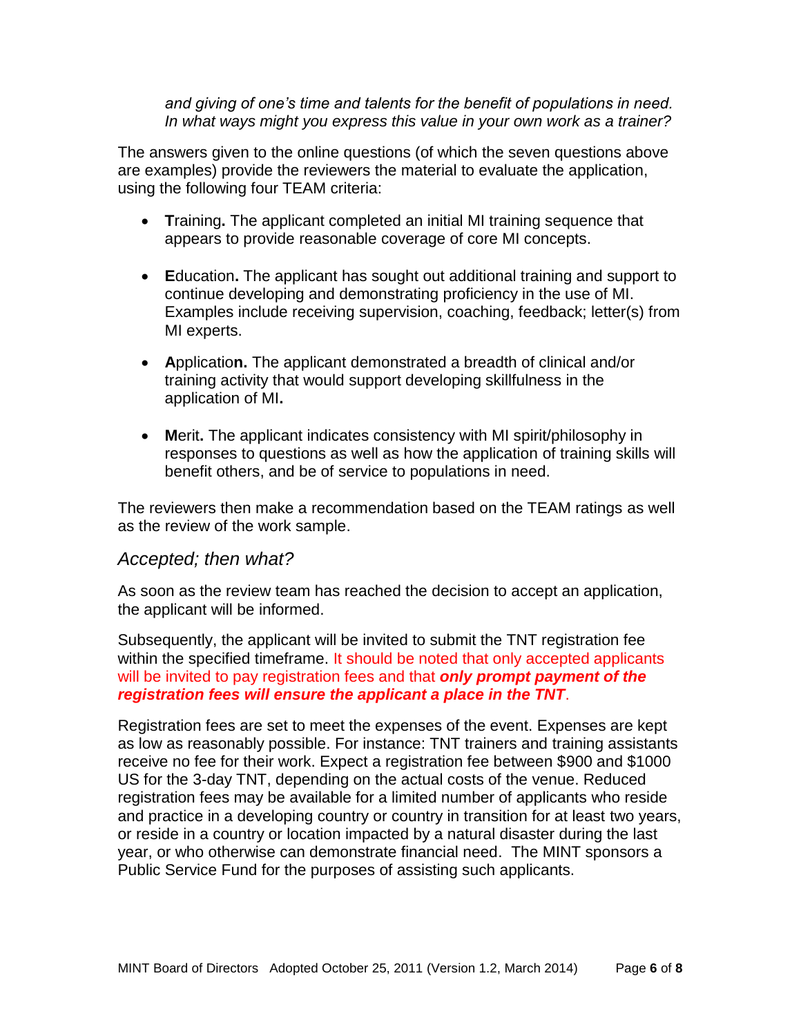*and giving of one's time and talents for the benefit of populations in need. In what ways might you express this value in your own work as a trainer?*

The answers given to the online questions (of which the seven questions above are examples) provide the reviewers the material to evaluate the application, using the following four TEAM criteria:

- **T**raining**.** The applicant completed an initial MI training sequence that appears to provide reasonable coverage of core MI concepts.
- **E**ducation**.** The applicant has sought out additional training and support to continue developing and demonstrating proficiency in the use of MI. Examples include receiving supervision, coaching, feedback; letter(s) from MI experts.
- **A**pplicatio**n.** The applicant demonstrated a breadth of clinical and/or training activity that would support developing skillfulness in the application of MI**.**
- **M**erit**.** The applicant indicates consistency with MI spirit/philosophy in responses to questions as well as how the application of training skills will benefit others, and be of service to populations in need.

The reviewers then make a recommendation based on the TEAM ratings as well as the review of the work sample.

## *Accepted; then what?*

As soon as the review team has reached the decision to accept an application, the applicant will be informed.

Subsequently, the applicant will be invited to submit the TNT registration fee within the specified timeframe. It should be noted that only accepted applicants will be invited to pay registration fees and that ***only prompt payment of the registration fees will ensure the applicant a place in the TNT***.

Registration fees are set to meet the expenses of the event. Expenses are kept as low as reasonably possible. For instance: TNT trainers and training assistants receive no fee for their work. Expect a registration fee between $900 and $1000 US for the 3-day TNT, depending on the actual costs of the venue. Reduced registration fees may be available for a limited number of applicants who reside and practice in a developing country or country in transition for at least two years, or reside in a country or location impacted by a natural disaster during the last year, or who otherwise can demonstrate financial need. The MINT sponsors a Public Service Fund for the purposes of assisting such applicants.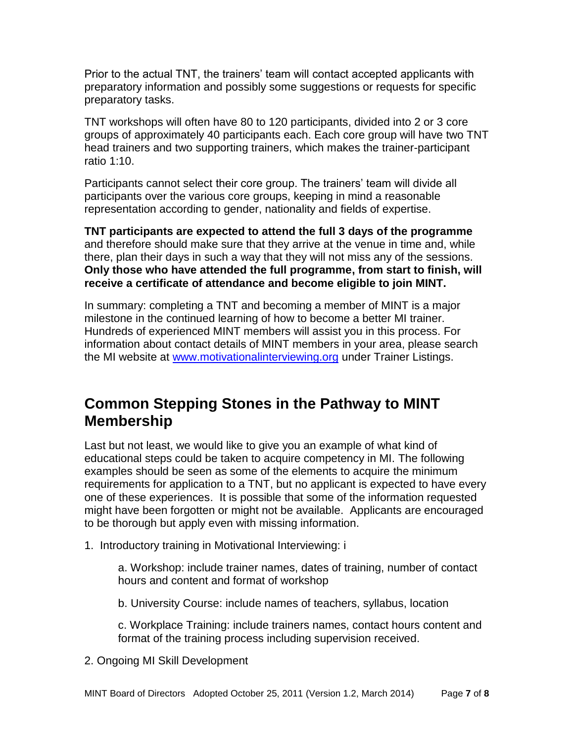Prior to the actual TNT, the trainers' team will contact accepted applicants with preparatory information and possibly some suggestions or requests for specific preparatory tasks.

TNT workshops will often have 80 to 120 participants, divided into 2 or 3 core groups of approximately 40 participants each. Each core group will have two TNT head trainers and two supporting trainers, which makes the trainer-participant ratio 1:10.

Participants cannot select their core group. The trainers' team will divide all participants over the various core groups, keeping in mind a reasonable representation according to gender, nationality and fields of expertise.

**TNT participants are expected to attend the full 3 days of the programme** and therefore should make sure that they arrive at the venue in time and, while there, plan their days in such a way that they will not miss any of the sessions. **Only those who have attended the full programme, from start to finish, will receive a certificate of attendance and become eligible to join MINT.**

In summary: completing a TNT and becoming a member of MINT is a major milestone in the continued learning of how to become a better MI trainer. Hundreds of experienced MINT members will assist you in this process. For information about contact details of MINT members in your area, please search the MI website at [www.motivationalinterviewing.org](www.motivationalinterviewing.org) under Trainer Listings.

## Common Stepping Stones in the Pathway to MINT Membership

Last but not least, we would like to give you an example of what kind of educational steps could be taken to acquire competency in MI. The following examples should be seen as some of the elements to acquire the minimum requirements for application to a TNT, but no applicant is expected to have every one of these experiences. It is possible that some of the information requested might have been forgotten or might not be available. Applicants are encouraged to be thorough but apply even with missing information.

1. Introductory training in Motivational Interviewing: i

    a. Workshop: include trainer names, dates of training, number of contact hours and content and format of workshop

    b. University Course: include names of teachers, syllabus, location

    c. Workplace Training: include trainers names, contact hours content and format of the training process including supervision received.

2. Ongoing MI Skill Development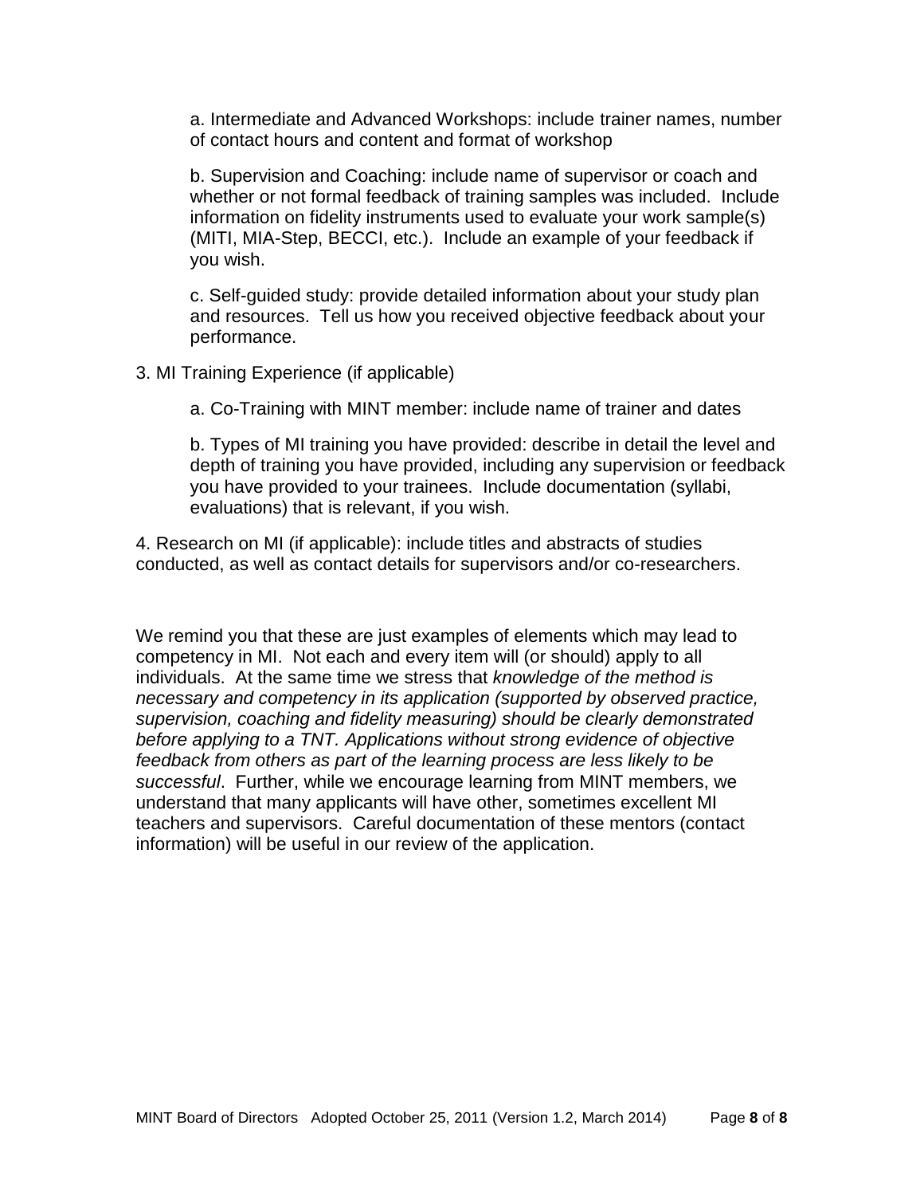a. Intermediate and Advanced Workshops: include trainer names, number of contact hours and content and format of workshop

b. Supervision and Coaching: include name of supervisor or coach and whether or not formal feedback of training samples was included. Include information on fidelity instruments used to evaluate your work sample(s) (MITI, MIA-Step, BECCI, etc.). Include an example of your feedback if you wish.

c. Self-guided study: provide detailed information about your study plan and resources. Tell us how you received objective feedback about your performance.

3. MI Training Experience (if applicable)

   a. Co-Training with MINT member: include name of trainer and dates

   b. Types of MI training you have provided: describe in detail the level and depth of training you have provided, including any supervision or feedback you have provided to your trainees. Include documentation (syllabi, evaluations) that is relevant, if you wish.

4. Research on MI (if applicable): include titles and abstracts of studies conducted, as well as contact details for supervisors and/or co-researchers.

We remind you that these are just examples of elements which may lead to competency in MI. Not each and every item will (or should) apply to all individuals. At the same time we stress that *knowledge of the method is necessary and competency in its application (supported by observed practice, supervision, coaching and fidelity measuring) should be clearly demonstrated before applying to a TNT. Applications without strong evidence of objective feedback from others as part of the learning process are less likely to be successful*. Further, while we encourage learning from MINT members, we understand that many applicants will have other, sometimes excellent MI teachers and supervisors. Careful documentation of these mentors (contact information) will be useful in our review of the application.